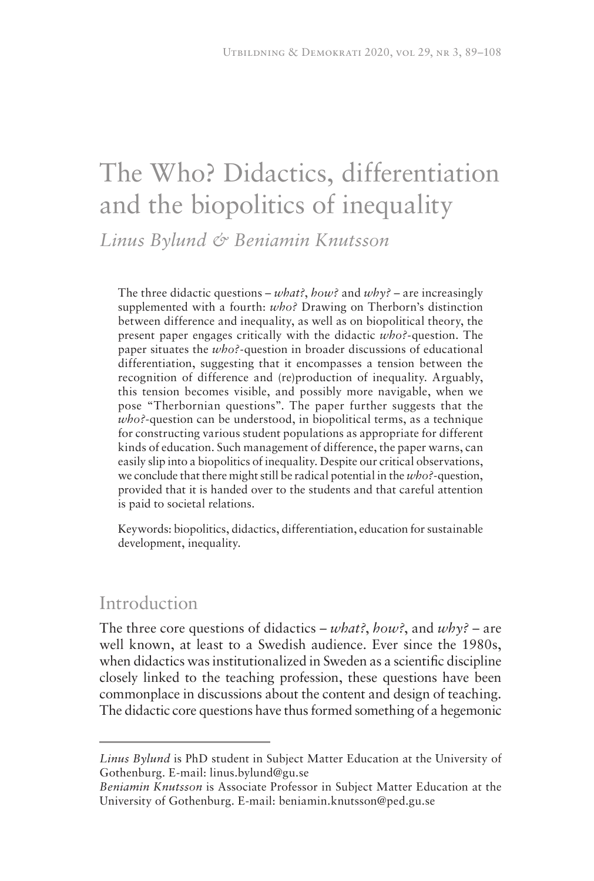# The Who? Didactics, differentiation and the biopolitics of inequality

*Linus Bylund & Beniamin Knutsson*

The three didactic questions – *what?*, *how?* and *why?* – are increasingly supplemented with a fourth: *who?* Drawing on Therborn's distinction between difference and inequality, as well as on biopolitical theory, the present paper engages critically with the didactic *who?*-question. The paper situates the *who?*-question in broader discussions of educational differentiation, suggesting that it encompasses a tension between the recognition of difference and (re)production of inequality. Arguably, this tension becomes visible, and possibly more navigable, when we pose "Therbornian questions". The paper further suggests that the *who?*-question can be understood, in biopolitical terms, as a technique for constructing various student populations as appropriate for different kinds of education. Such management of difference, the paper warns, can easily slip into a biopolitics of inequality. Despite our critical observations, we conclude that there might still be radical potential in the *who?*-question, provided that it is handed over to the students and that careful attention is paid to societal relations.

Keywords: biopolitics, didactics, differentiation, education for sustainable development, inequality.

## Introduction

The three core questions of didactics – *what?*, *how?*, and *why?* – are well known, at least to a Swedish audience. Ever since the 1980s, when didactics was institutionalized in Sweden as a scientific discipline closely linked to the teaching profession, these questions have been commonplace in discussions about the content and design of teaching. The didactic core questions have thus formed something of a hegemonic

---

*Linus Bylund* is PhD student in Subject Matter Education at the University of Gothenburg. E-mail: linus.bylund@gu.se

*Beniamin Knutsson* is Associate Professor in Subject Matter Education at the University of Gothenburg. E-mail: beniamin.knutsson@ped.gu.se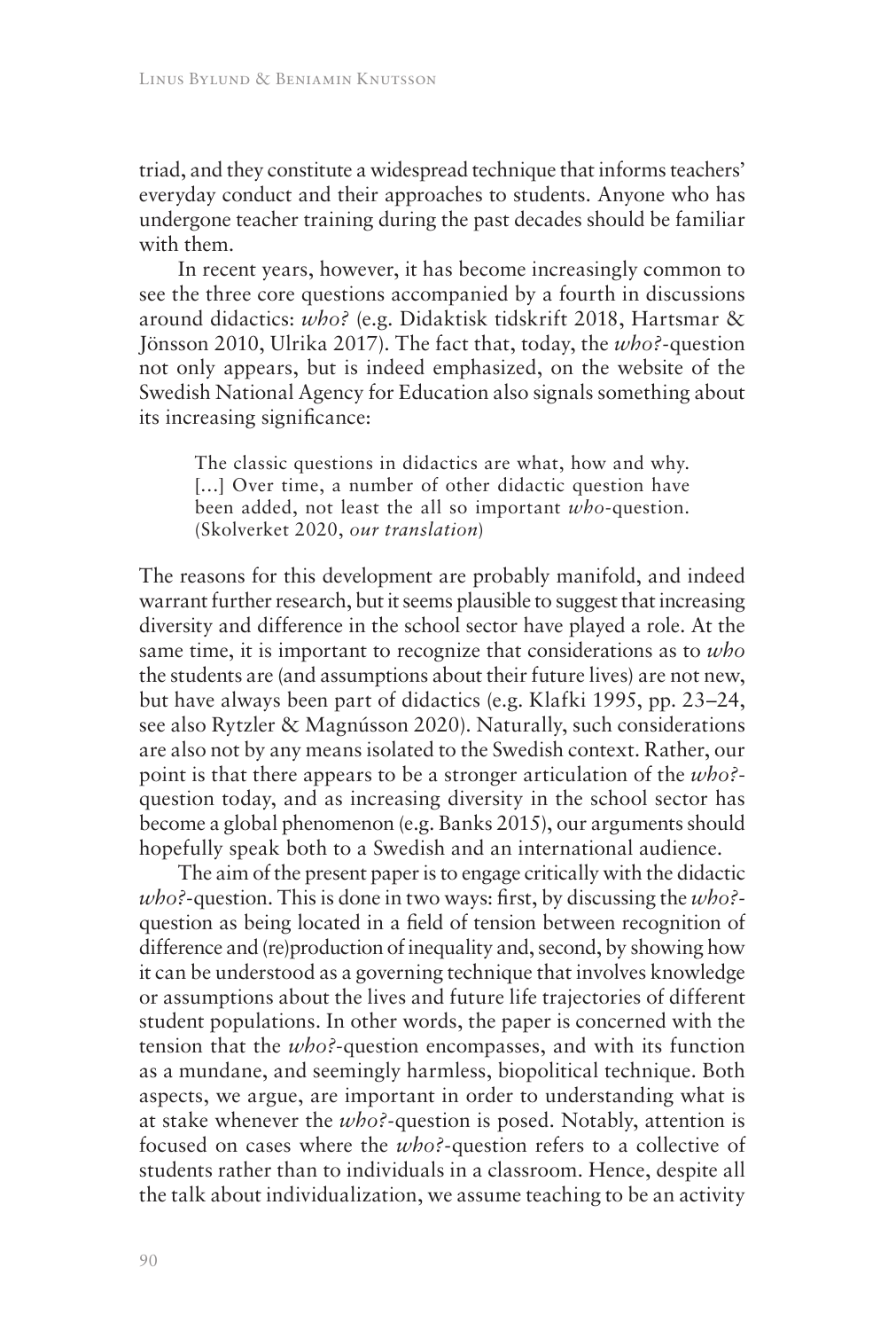triad, and they constitute a widespread technique that informs teachers' everyday conduct and their approaches to students. Anyone who has undergone teacher training during the past decades should be familiar with them.

In recent years, however, it has become increasingly common to see the three core questions accompanied by a fourth in discussions around didactics: *who?* (e.g. Didaktisk tidskrift 2018, Hartsmar & Jönsson 2010, Ulrika 2017). The fact that, today, the *who?*-question not only appears, but is indeed emphasized, on the website of the Swedish National Agency for Education also signals something about its increasing significance:

> The classic questions in didactics are what, how and why. [...] Over time, a number of other didactic question have been added, not least the all so important *who*-question. (Skolverket 2020, *our translation*)

The reasons for this development are probably manifold, and indeed warrant further research, but it seems plausible to suggest that increasing diversity and difference in the school sector have played a role. At the same time, it is important to recognize that considerations as to *who* the students are (and assumptions about their future lives) are not new, but have always been part of didactics (e.g. Klafki 1995, pp. 23–24, see also Rytzler & Magnússon 2020). Naturally, such considerations are also not by any means isolated to the Swedish context. Rather, our point is that there appears to be a stronger articulation of the *who?*-question today, and as increasing diversity in the school sector has become a global phenomenon (e.g. Banks 2015), our arguments should hopefully speak both to a Swedish and an international audience.

The aim of the present paper is to engage critically with the didactic *who?*-question. This is done in two ways: first, by discussing the *who?*-question as being located in a field of tension between recognition of difference and (re)production of inequality and, second, by showing how it can be understood as a governing technique that involves knowledge or assumptions about the lives and future life trajectories of different student populations. In other words, the paper is concerned with the tension that the *who?*-question encompasses, and with its function as a mundane, and seemingly harmless, biopolitical technique. Both aspects, we argue, are important in order to understanding what is at stake whenever the *who?*-question is posed. Notably, attention is focused on cases where the *who?*-question refers to a collective of students rather than to individuals in a classroom. Hence, despite all the talk about individualization, we assume teaching to be an activity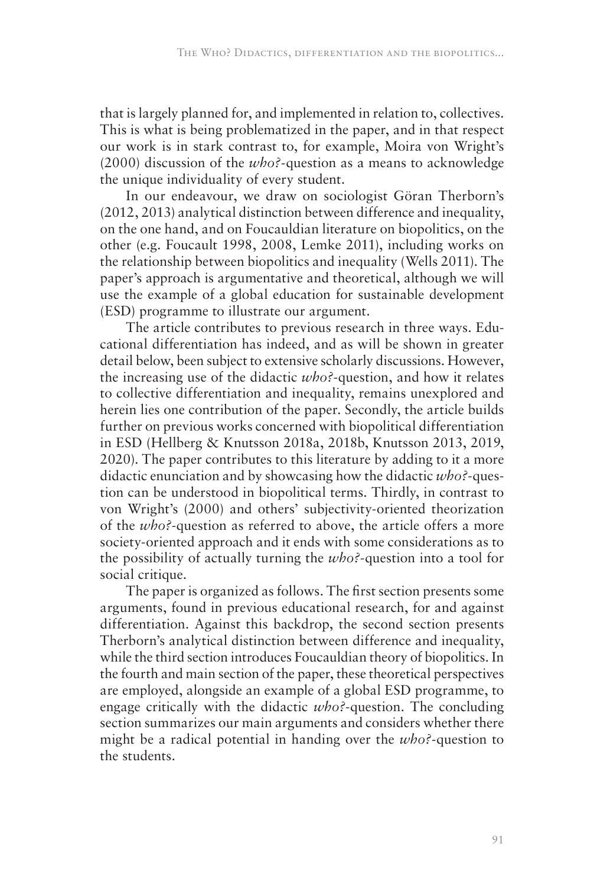that is largely planned for, and implemented in relation to, collectives. This is what is being problematized in the paper, and in that respect our work is in stark contrast to, for example, Moira von Wright's (2000) discussion of the *who?*-question as a means to acknowledge the unique individuality of every student.

In our endeavour, we draw on sociologist Göran Therborn's (2012, 2013) analytical distinction between difference and inequality, on the one hand, and on Foucauldian literature on biopolitics, on the other (e.g. Foucault 1998, 2008, Lemke 2011), including works on the relationship between biopolitics and inequality (Wells 2011). The paper's approach is argumentative and theoretical, although we will use the example of a global education for sustainable development (ESD) programme to illustrate our argument.

The article contributes to previous research in three ways. Educational differentiation has indeed, and as will be shown in greater detail below, been subject to extensive scholarly discussions. However, the increasing use of the didactic *who?*-question, and how it relates to collective differentiation and inequality, remains unexplored and herein lies one contribution of the paper. Secondly, the article builds further on previous works concerned with biopolitical differentiation in ESD (Hellberg & Knutsson 2018a, 2018b, Knutsson 2013, 2019, 2020). The paper contributes to this literature by adding to it a more didactic enunciation and by showcasing how the didactic *who?*-question can be understood in biopolitical terms. Thirdly, in contrast to von Wright's (2000) and others' subjectivity-oriented theorization of the *who?*-question as referred to above, the article offers a more society-oriented approach and it ends with some considerations as to the possibility of actually turning the *who?*-question into a tool for social critique.

The paper is organized as follows. The first section presents some arguments, found in previous educational research, for and against differentiation. Against this backdrop, the second section presents Therborn's analytical distinction between difference and inequality, while the third section introduces Foucauldian theory of biopolitics. In the fourth and main section of the paper, these theoretical perspectives are employed, alongside an example of a global ESD programme, to engage critically with the didactic *who?*-question. The concluding section summarizes our main arguments and considers whether there might be a radical potential in handing over the *who?*-question to the students.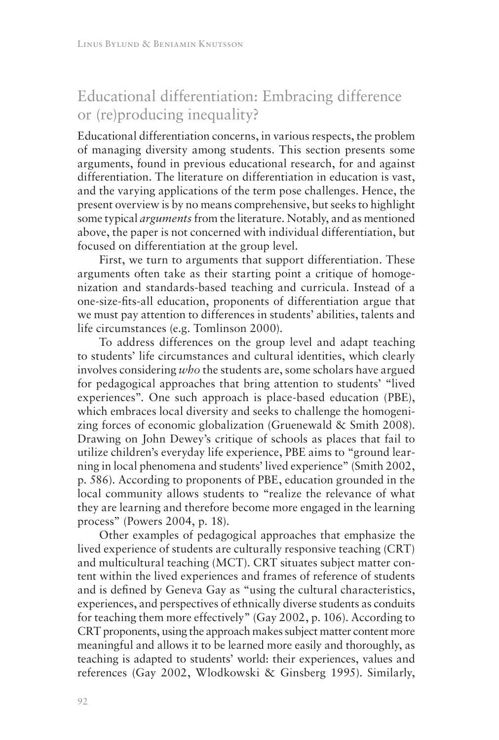## Educational differentiation: Embracing difference or (re)producing inequality?

Educational differentiation concerns, in various respects, the problem of managing diversity among students. This section presents some arguments, found in previous educational research, for and against differentiation. The literature on differentiation in education is vast, and the varying applications of the term pose challenges. Hence, the present overview is by no means comprehensive, but seeks to highlight some typical *arguments* from the literature. Notably, and as mentioned above, the paper is not concerned with individual differentiation, but focused on differentiation at the group level.

First, we turn to arguments that support differentiation. These arguments often take as their starting point a critique of homogenization and standards-based teaching and curricula. Instead of a one-size-fits-all education, proponents of differentiation argue that we must pay attention to differences in students' abilities, talents and life circumstances (e.g. Tomlinson 2000).

To address differences on the group level and adapt teaching to students' life circumstances and cultural identities, which clearly involves considering *who* the students are, some scholars have argued for pedagogical approaches that bring attention to students' "lived experiences". One such approach is place-based education (PBE), which embraces local diversity and seeks to challenge the homogenizing forces of economic globalization (Gruenewald & Smith 2008). Drawing on John Dewey's critique of schools as places that fail to utilize children's everyday life experience, PBE aims to "ground learning in local phenomena and students' lived experience" (Smith 2002, p. 586). According to proponents of PBE, education grounded in the local community allows students to "realize the relevance of what they are learning and therefore become more engaged in the learning process" (Powers 2004, p. 18).

Other examples of pedagogical approaches that emphasize the lived experience of students are culturally responsive teaching (CRT) and multicultural teaching (MCT). CRT situates subject matter content within the lived experiences and frames of reference of students and is defined by Geneva Gay as "using the cultural characteristics, experiences, and perspectives of ethnically diverse students as conduits for teaching them more effectively" (Gay 2002, p. 106). According to CRT proponents, using the approach makes subject matter content more meaningful and allows it to be learned more easily and thoroughly, as teaching is adapted to students' world: their experiences, values and references (Gay 2002, Wlodkowski & Ginsberg 1995). Similarly,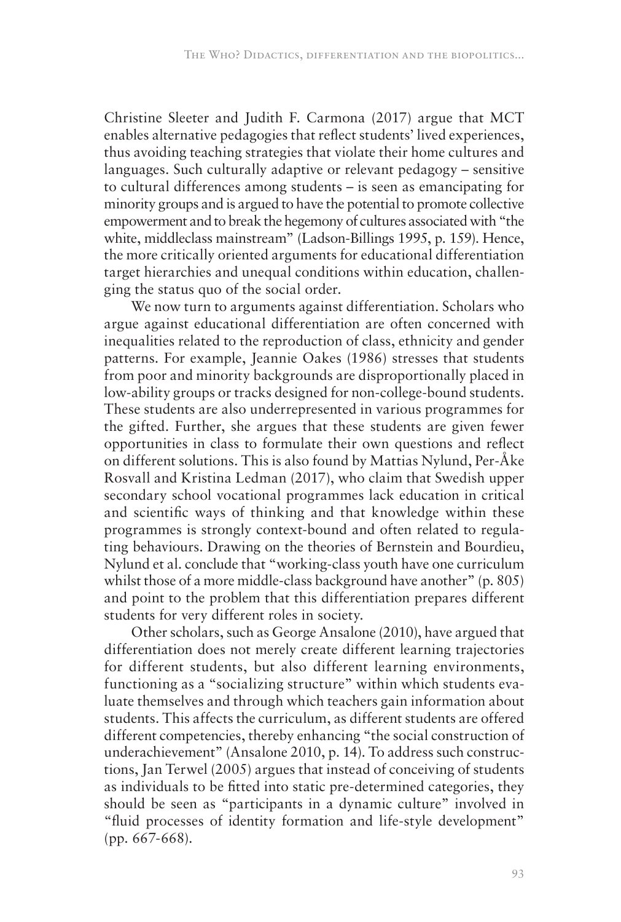Christine Sleeter and Judith F. Carmona (2017) argue that MCT enables alternative pedagogies that reflect students' lived experiences, thus avoiding teaching strategies that violate their home cultures and languages. Such culturally adaptive or relevant pedagogy – sensitive to cultural differences among students – is seen as emancipating for minority groups and is argued to have the potential to promote collective empowerment and to break the hegemony of cultures associated with "the white, middleclass mainstream" (Ladson-Billings 1995, p. 159). Hence, the more critically oriented arguments for educational differentiation target hierarchies and unequal conditions within education, challenging the status quo of the social order.

We now turn to arguments against differentiation. Scholars who argue against educational differentiation are often concerned with inequalities related to the reproduction of class, ethnicity and gender patterns. For example, Jeannie Oakes (1986) stresses that students from poor and minority backgrounds are disproportionally placed in low-ability groups or tracks designed for non-college-bound students. These students are also underrepresented in various programmes for the gifted. Further, she argues that these students are given fewer opportunities in class to formulate their own questions and reflect on different solutions. This is also found by Mattias Nylund, Per-Åke Rosvall and Kristina Ledman (2017), who claim that Swedish upper secondary school vocational programmes lack education in critical and scientific ways of thinking and that knowledge within these programmes is strongly context-bound and often related to regulating behaviours. Drawing on the theories of Bernstein and Bourdieu, Nylund et al. conclude that "working-class youth have one curriculum whilst those of a more middle-class background have another" (p. 805) and point to the problem that this differentiation prepares different students for very different roles in society.

Other scholars, such as George Ansalone (2010), have argued that differentiation does not merely create different learning trajectories for different students, but also different learning environments, functioning as a "socializing structure" within which students evaluate themselves and through which teachers gain information about students. This affects the curriculum, as different students are offered different competencies, thereby enhancing "the social construction of underachievement" (Ansalone 2010, p. 14). To address such constructions, Jan Terwel (2005) argues that instead of conceiving of students as individuals to be fitted into static pre-determined categories, they should be seen as "participants in a dynamic culture" involved in "fluid processes of identity formation and life-style development" (pp. 667-668).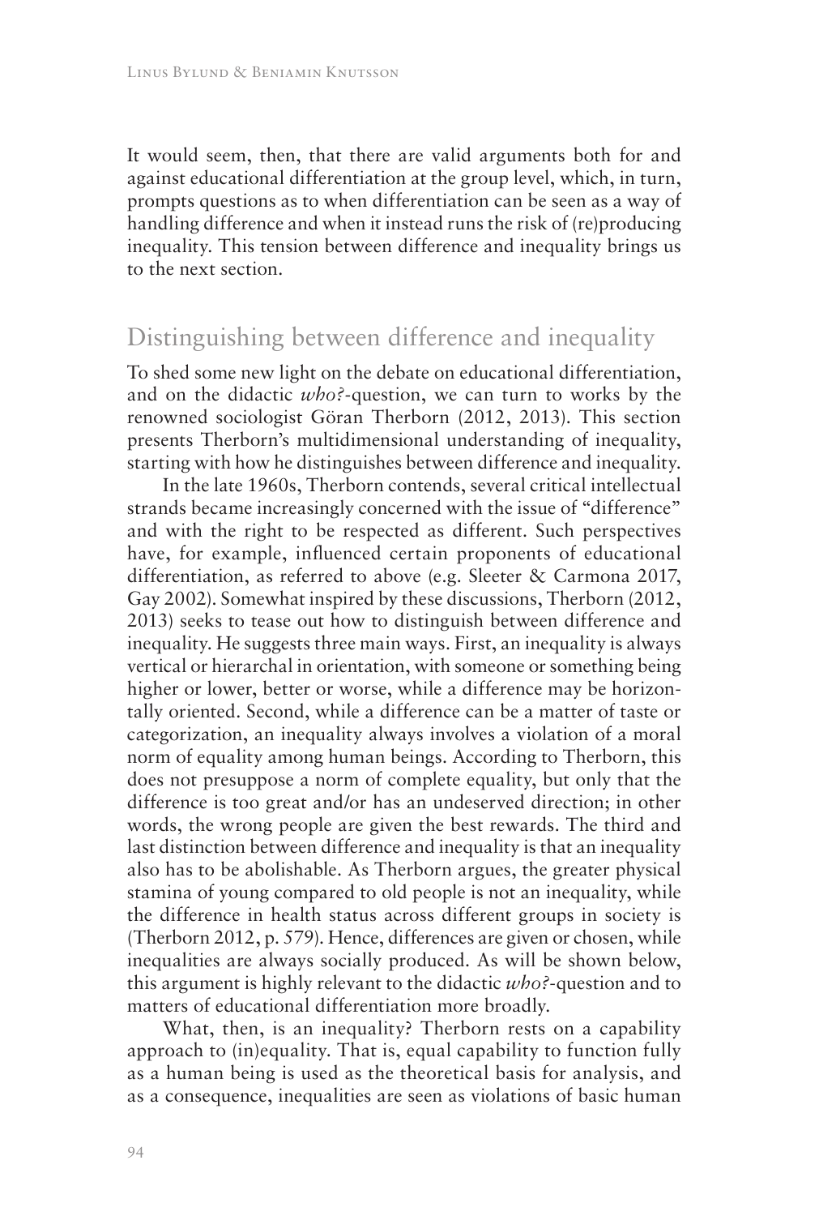It would seem, then, that there are valid arguments both for and against educational differentiation at the group level, which, in turn, prompts questions as to when differentiation can be seen as a way of handling difference and when it instead runs the risk of (re)producing inequality. This tension between difference and inequality brings us to the next section.

## Distinguishing between difference and inequality

To shed some new light on the debate on educational differentiation, and on the didactic *who?*-question, we can turn to works by the renowned sociologist Göran Therborn (2012, 2013). This section presents Therborn's multidimensional understanding of inequality, starting with how he distinguishes between difference and inequality.

In the late 1960s, Therborn contends, several critical intellectual strands became increasingly concerned with the issue of "difference" and with the right to be respected as different. Such perspectives have, for example, influenced certain proponents of educational differentiation, as referred to above (e.g. Sleeter & Carmona 2017, Gay 2002). Somewhat inspired by these discussions, Therborn (2012, 2013) seeks to tease out how to distinguish between difference and inequality. He suggests three main ways. First, an inequality is always vertical or hierarchal in orientation, with someone or something being higher or lower, better or worse, while a difference may be horizontally oriented. Second, while a difference can be a matter of taste or categorization, an inequality always involves a violation of a moral norm of equality among human beings. According to Therborn, this does not presuppose a norm of complete equality, but only that the difference is too great and/or has an undeserved direction; in other words, the wrong people are given the best rewards. The third and last distinction between difference and inequality is that an inequality also has to be abolishable. As Therborn argues, the greater physical stamina of young compared to old people is not an inequality, while the difference in health status across different groups in society is (Therborn 2012, p. 579). Hence, differences are given or chosen, while inequalities are always socially produced. As will be shown below, this argument is highly relevant to the didactic *who?*-question and to matters of educational differentiation more broadly.

What, then, is an inequality? Therborn rests on a capability approach to (in)equality. That is, equal capability to function fully as a human being is used as the theoretical basis for analysis, and as a consequence, inequalities are seen as violations of basic human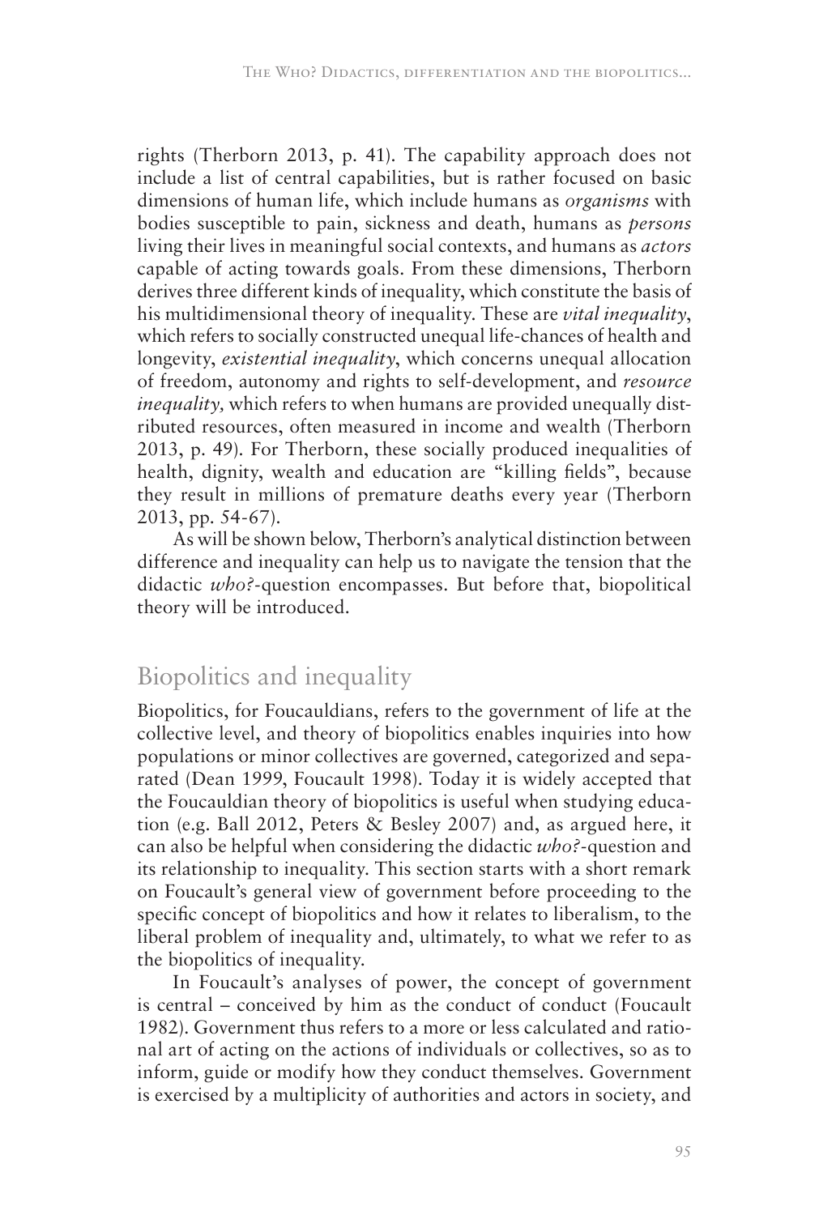rights (Therborn 2013, p. 41). The capability approach does not include a list of central capabilities, but is rather focused on basic dimensions of human life, which include humans as *organisms* with bodies susceptible to pain, sickness and death, humans as *persons* living their lives in meaningful social contexts, and humans as *actors* capable of acting towards goals. From these dimensions, Therborn derives three different kinds of inequality, which constitute the basis of his multidimensional theory of inequality. These are *vital inequality*, which refers to socially constructed unequal life-chances of health and longevity, *existential inequality*, which concerns unequal allocation of freedom, autonomy and rights to self-development, and *resource inequality,* which refers to when humans are provided unequally distributed resources, often measured in income and wealth (Therborn 2013, p. 49). For Therborn, these socially produced inequalities of health, dignity, wealth and education are "killing fields", because they result in millions of premature deaths every year (Therborn 2013, pp. 54-67).

As will be shown below, Therborn's analytical distinction between difference and inequality can help us to navigate the tension that the didactic *who?*-question encompasses. But before that, biopolitical theory will be introduced.

## Biopolitics and inequality

Biopolitics, for Foucauldians, refers to the government of life at the collective level, and theory of biopolitics enables inquiries into how populations or minor collectives are governed, categorized and separated (Dean 1999, Foucault 1998). Today it is widely accepted that the Foucauldian theory of biopolitics is useful when studying education (e.g. Ball 2012, Peters & Besley 2007) and, as argued here, it can also be helpful when considering the didactic *who?*-question and its relationship to inequality. This section starts with a short remark on Foucault's general view of government before proceeding to the specific concept of biopolitics and how it relates to liberalism, to the liberal problem of inequality and, ultimately, to what we refer to as the biopolitics of inequality.

In Foucault's analyses of power, the concept of government is central – conceived by him as the conduct of conduct (Foucault 1982). Government thus refers to a more or less calculated and rational art of acting on the actions of individuals or collectives, so as to inform, guide or modify how they conduct themselves. Government is exercised by a multiplicity of authorities and actors in society, and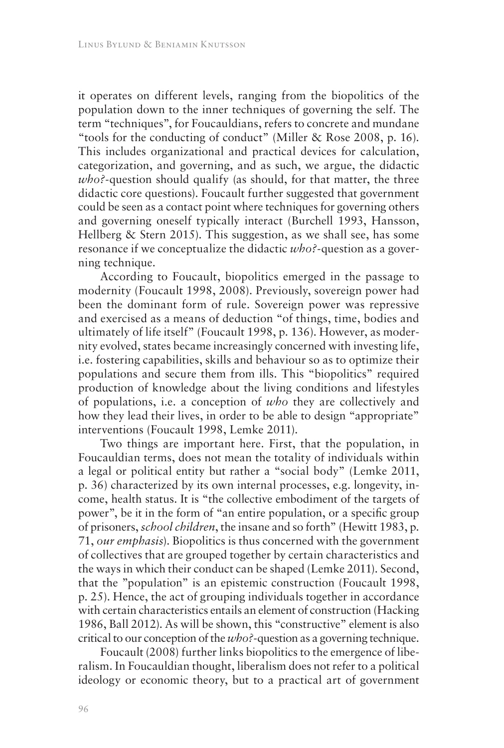it operates on different levels, ranging from the biopolitics of the population down to the inner techniques of governing the self. The term "techniques", for Foucauldians, refers to concrete and mundane "tools for the conducting of conduct" (Miller & Rose 2008, p. 16). This includes organizational and practical devices for calculation, categorization, and governing, and as such, we argue, the didactic *who?*-question should qualify (as should, for that matter, the three didactic core questions). Foucault further suggested that government could be seen as a contact point where techniques for governing others and governing oneself typically interact (Burchell 1993, Hansson, Hellberg & Stern 2015). This suggestion, as we shall see, has some resonance if we conceptualize the didactic *who?*-question as a governing technique.

According to Foucault, biopolitics emerged in the passage to modernity (Foucault 1998, 2008). Previously, sovereign power had been the dominant form of rule. Sovereign power was repressive and exercised as a means of deduction "of things, time, bodies and ultimately of life itself" (Foucault 1998, p. 136). However, as modernity evolved, states became increasingly concerned with investing life, i.e. fostering capabilities, skills and behaviour so as to optimize their populations and secure them from ills. This "biopolitics" required production of knowledge about the living conditions and lifestyles of populations, i.e. a conception of *who* they are collectively and how they lead their lives, in order to be able to design "appropriate" interventions (Foucault 1998, Lemke 2011).

Two things are important here. First, that the population, in Foucauldian terms, does not mean the totality of individuals within a legal or political entity but rather a "social body" (Lemke 2011, p. 36) characterized by its own internal processes, e.g. longevity, income, health status. It is "the collective embodiment of the targets of power", be it in the form of "an entire population, or a specific group of prisoners, *school children*, the insane and so forth" (Hewitt 1983, p. 71, *our emphasis*). Biopolitics is thus concerned with the government of collectives that are grouped together by certain characteristics and the ways in which their conduct can be shaped (Lemke 2011). Second, that the "population" is an epistemic construction (Foucault 1998, p. 25). Hence, the act of grouping individuals together in accordance with certain characteristics entails an element of construction (Hacking 1986, Ball 2012). As will be shown, this "constructive" element is also critical to our conception of the *who?*-question as a governing technique.

Foucault (2008) further links biopolitics to the emergence of liberalism. In Foucauldian thought, liberalism does not refer to a political ideology or economic theory, but to a practical art of government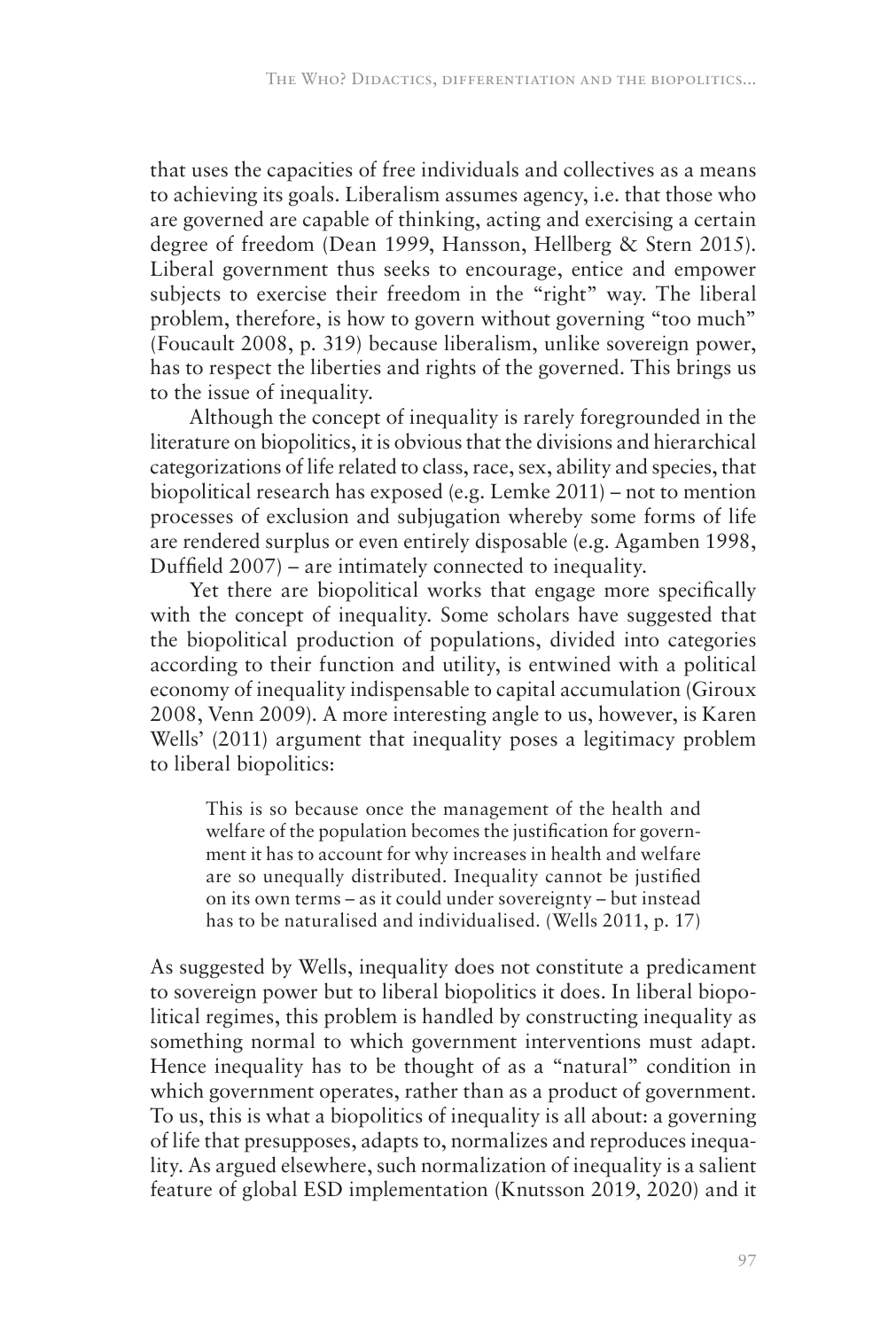that uses the capacities of free individuals and collectives as a means to achieving its goals. Liberalism assumes agency, i.e. that those who are governed are capable of thinking, acting and exercising a certain degree of freedom (Dean 1999, Hansson, Hellberg & Stern 2015). Liberal government thus seeks to encourage, entice and empower subjects to exercise their freedom in the "right" way. The liberal problem, therefore, is how to govern without governing "too much" (Foucault 2008, p. 319) because liberalism, unlike sovereign power, has to respect the liberties and rights of the governed. This brings us to the issue of inequality.

Although the concept of inequality is rarely foregrounded in the literature on biopolitics, it is obvious that the divisions and hierarchical categorizations of life related to class, race, sex, ability and species, that biopolitical research has exposed (e.g. Lemke 2011) – not to mention processes of exclusion and subjugation whereby some forms of life are rendered surplus or even entirely disposable (e.g. Agamben 1998, Duffield 2007) – are intimately connected to inequality.

Yet there are biopolitical works that engage more specifically with the concept of inequality. Some scholars have suggested that the biopolitical production of populations, divided into categories according to their function and utility, is entwined with a political economy of inequality indispensable to capital accumulation (Giroux 2008, Venn 2009). A more interesting angle to us, however, is Karen Wells' (2011) argument that inequality poses a legitimacy problem to liberal biopolitics:

> This is so because once the management of the health and welfare of the population becomes the justification for government it has to account for why increases in health and welfare are so unequally distributed. Inequality cannot be justified on its own terms – as it could under sovereignty – but instead has to be naturalised and individualised. (Wells 2011, p. 17)

As suggested by Wells, inequality does not constitute a predicament to sovereign power but to liberal biopolitics it does. In liberal biopolitical regimes, this problem is handled by constructing inequality as something normal to which government interventions must adapt. Hence inequality has to be thought of as a "natural" condition in which government operates, rather than as a product of government. To us, this is what a biopolitics of inequality is all about: a governing of life that presupposes, adapts to, normalizes and reproduces inequality. As argued elsewhere, such normalization of inequality is a salient feature of global ESD implementation (Knutsson 2019, 2020) and it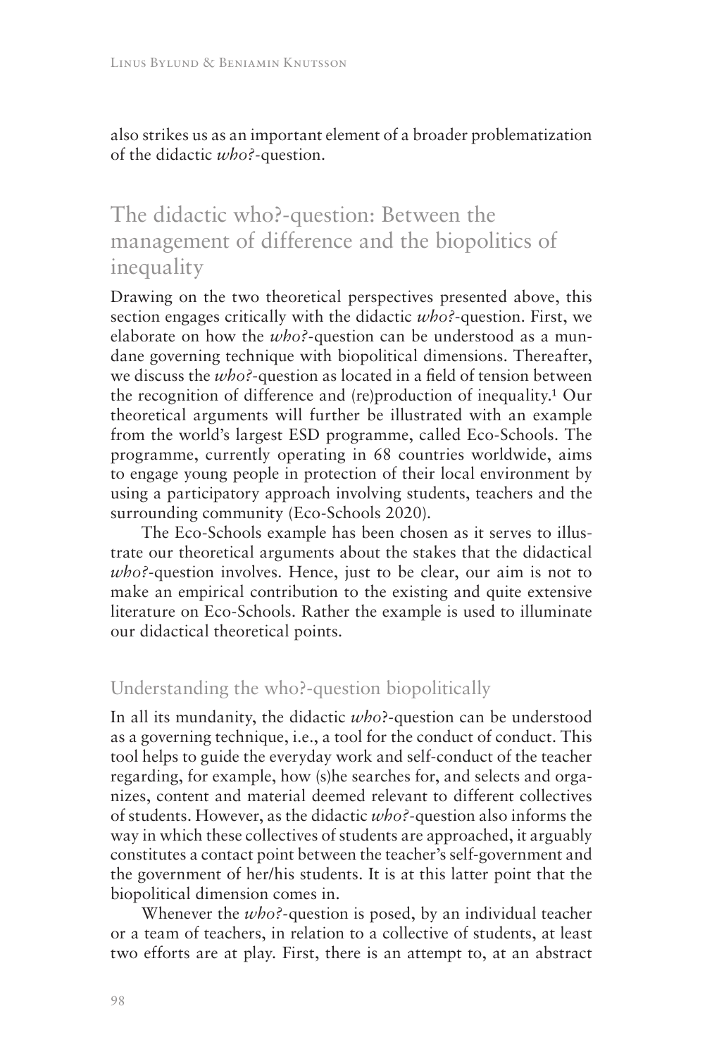also strikes us as an important element of a broader problematization of the didactic *who?*-question.

## The didactic who?-question: Between the management of difference and the biopolitics of inequality

Drawing on the two theoretical perspectives presented above, this section engages critically with the didactic *who?*-question. First, we elaborate on how the *who?*-question can be understood as a mundane governing technique with biopolitical dimensions. Thereafter, we discuss the *who?*-question as located in a field of tension between the recognition of difference and (re)production of inequality.[1] Our theoretical arguments will further be illustrated with an example from the world's largest ESD programme, called Eco-Schools. The programme, currently operating in 68 countries worldwide, aims to engage young people in protection of their local environment by using a participatory approach involving students, teachers and the surrounding community (Eco-Schools 2020).

The Eco-Schools example has been chosen as it serves to illustrate our theoretical arguments about the stakes that the didactical *who?*-question involves. Hence, just to be clear, our aim is not to make an empirical contribution to the existing and quite extensive literature on Eco-Schools. Rather the example is used to illuminate our didactical theoretical points.

### Understanding the who?-question biopolitically

In all its mundanity, the didactic *who*?-question can be understood as a governing technique, i.e., a tool for the conduct of conduct. This tool helps to guide the everyday work and self-conduct of the teacher regarding, for example, how (s)he searches for, and selects and organizes, content and material deemed relevant to different collectives of students. However, as the didactic *who?*-question also informs the way in which these collectives of students are approached, it arguably constitutes a contact point between the teacher's self-government and the government of her/his students. It is at this latter point that the biopolitical dimension comes in.

Whenever the *who?*-question is posed, by an individual teacher or a team of teachers, in relation to a collective of students, at least two efforts are at play. First, there is an attempt to, at an abstract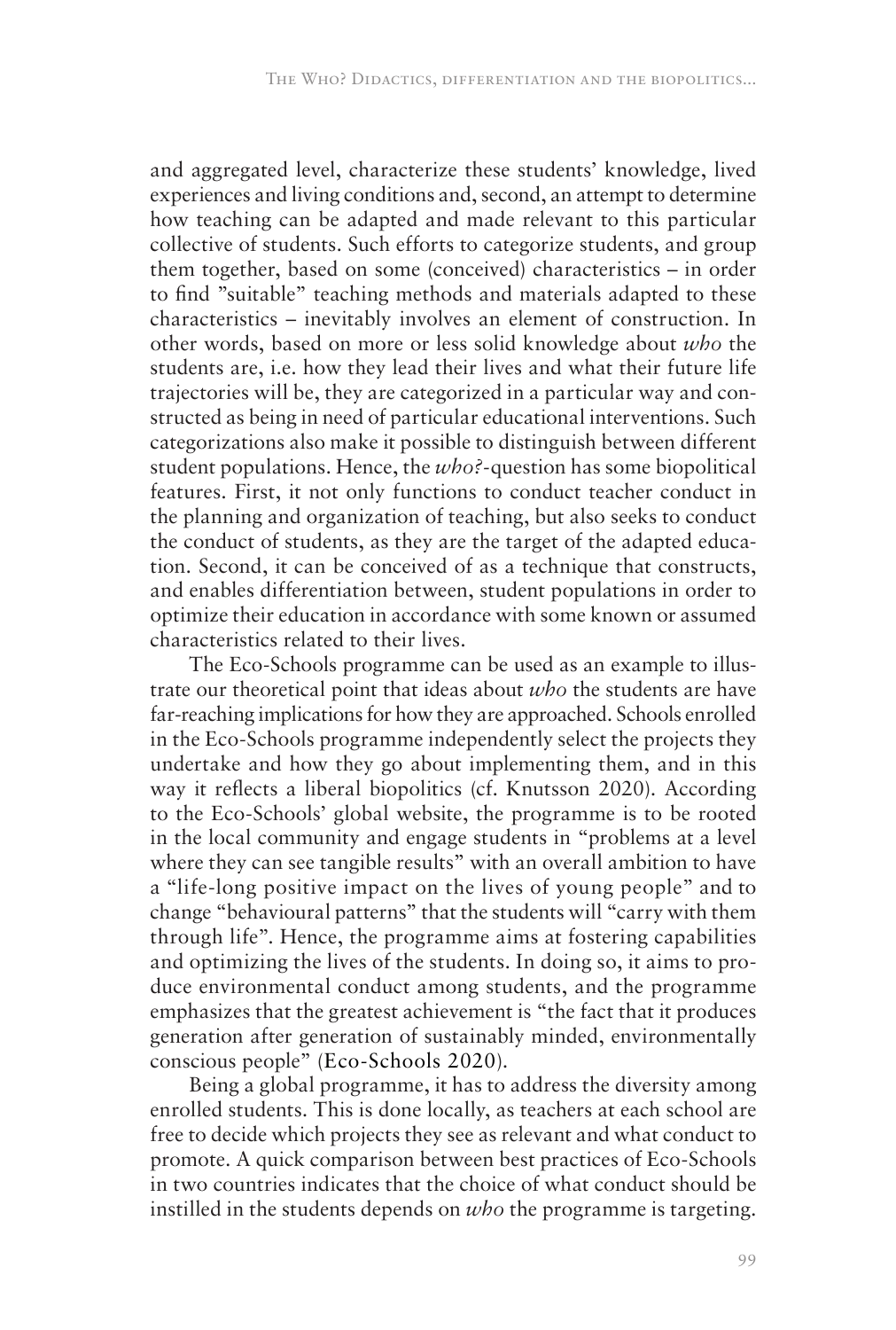and aggregated level, characterize these students' knowledge, lived experiences and living conditions and, second, an attempt to determine how teaching can be adapted and made relevant to this particular collective of students. Such efforts to categorize students, and group them together, based on some (conceived) characteristics – in order to find "suitable" teaching methods and materials adapted to these characteristics – inevitably involves an element of construction. In other words, based on more or less solid knowledge about *who* the students are, i.e. how they lead their lives and what their future life trajectories will be, they are categorized in a particular way and constructed as being in need of particular educational interventions. Such categorizations also make it possible to distinguish between different student populations. Hence, the *who?*-question has some biopolitical features. First, it not only functions to conduct teacher conduct in the planning and organization of teaching, but also seeks to conduct the conduct of students, as they are the target of the adapted education. Second, it can be conceived of as a technique that constructs, and enables differentiation between, student populations in order to optimize their education in accordance with some known or assumed characteristics related to their lives.

The Eco-Schools programme can be used as an example to illustrate our theoretical point that ideas about *who* the students are have far-reaching implications for how they are approached. Schools enrolled in the Eco-Schools programme independently select the projects they undertake and how they go about implementing them, and in this way it reflects a liberal biopolitics (cf. Knutsson 2020). According to the Eco-Schools' global website, the programme is to be rooted in the local community and engage students in "problems at a level where they can see tangible results" with an overall ambition to have a "life-long positive impact on the lives of young people" and to change "behavioural patterns" that the students will "carry with them through life". Hence, the programme aims at fostering capabilities and optimizing the lives of the students. In doing so, it aims to produce environmental conduct among students, and the programme emphasizes that the greatest achievement is "the fact that it produces generation after generation of sustainably minded, environmentally conscious people" (Eco-Schools 2020).

Being a global programme, it has to address the diversity among enrolled students. This is done locally, as teachers at each school are free to decide which projects they see as relevant and what conduct to promote. A quick comparison between best practices of Eco-Schools in two countries indicates that the choice of what conduct should be instilled in the students depends on *who* the programme is targeting.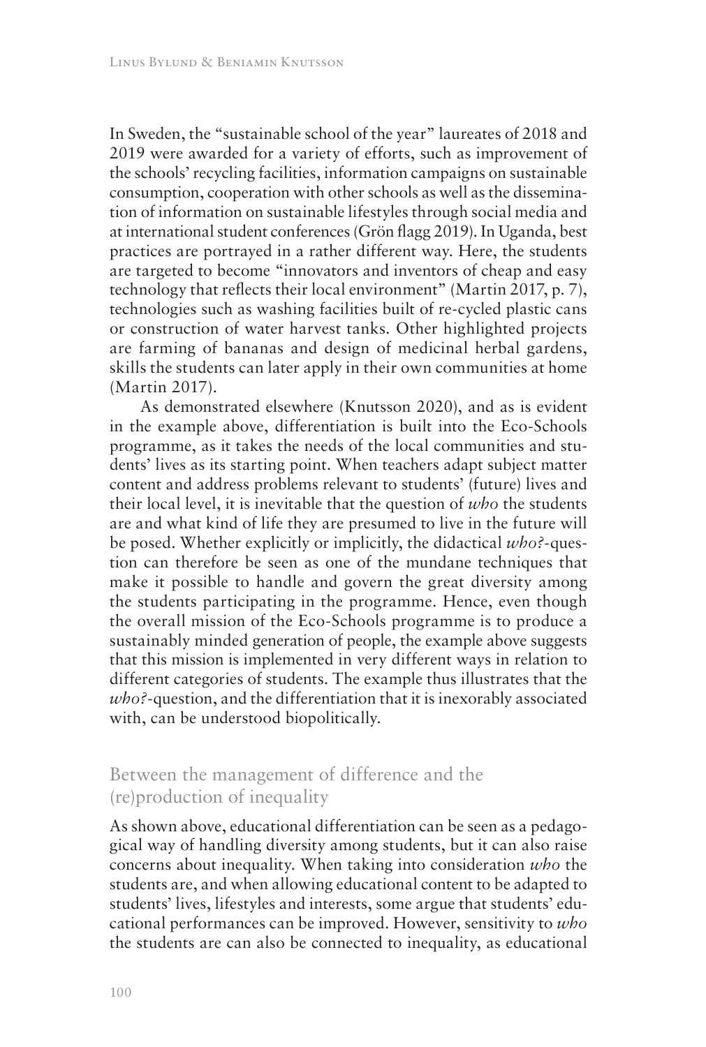In Sweden, the "sustainable school of the year" laureates of 2018 and 2019 were awarded for a variety of efforts, such as improvement of the schools' recycling facilities, information campaigns on sustainable consumption, cooperation with other schools as well as the dissemination of information on sustainable lifestyles through social media and at international student conferences (Grön flagg 2019). In Uganda, best practices are portrayed in a rather different way. Here, the students are targeted to become "innovators and inventors of cheap and easy technology that reflects their local environment" (Martin 2017, p. 7), technologies such as washing facilities built of re-cycled plastic cans or construction of water harvest tanks. Other highlighted projects are farming of bananas and design of medicinal herbal gardens, skills the students can later apply in their own communities at home (Martin 2017).

As demonstrated elsewhere (Knutsson 2020), and as is evident in the example above, differentiation is built into the Eco-Schools programme, as it takes the needs of the local communities and students' lives as its starting point. When teachers adapt subject matter content and address problems relevant to students' (future) lives and their local level, it is inevitable that the question of *who* the students are and what kind of life they are presumed to live in the future will be posed. Whether explicitly or implicitly, the didactical *who?*-question can therefore be seen as one of the mundane techniques that make it possible to handle and govern the great diversity among the students participating in the programme. Hence, even though the overall mission of the Eco-Schools programme is to produce a sustainably minded generation of people, the example above suggests that this mission is implemented in very different ways in relation to different categories of students. The example thus illustrates that the *who?*-question, and the differentiation that it is inexorably associated with, can be understood biopolitically.

## Between the management of difference and the (re)production of inequality

As shown above, educational differentiation can be seen as a pedagogical way of handling diversity among students, but it can also raise concerns about inequality. When taking into consideration *who* the students are, and when allowing educational content to be adapted to students' lives, lifestyles and interests, some argue that students' educational performances can be improved. However, sensitivity to *who* the students are can also be connected to inequality, as educational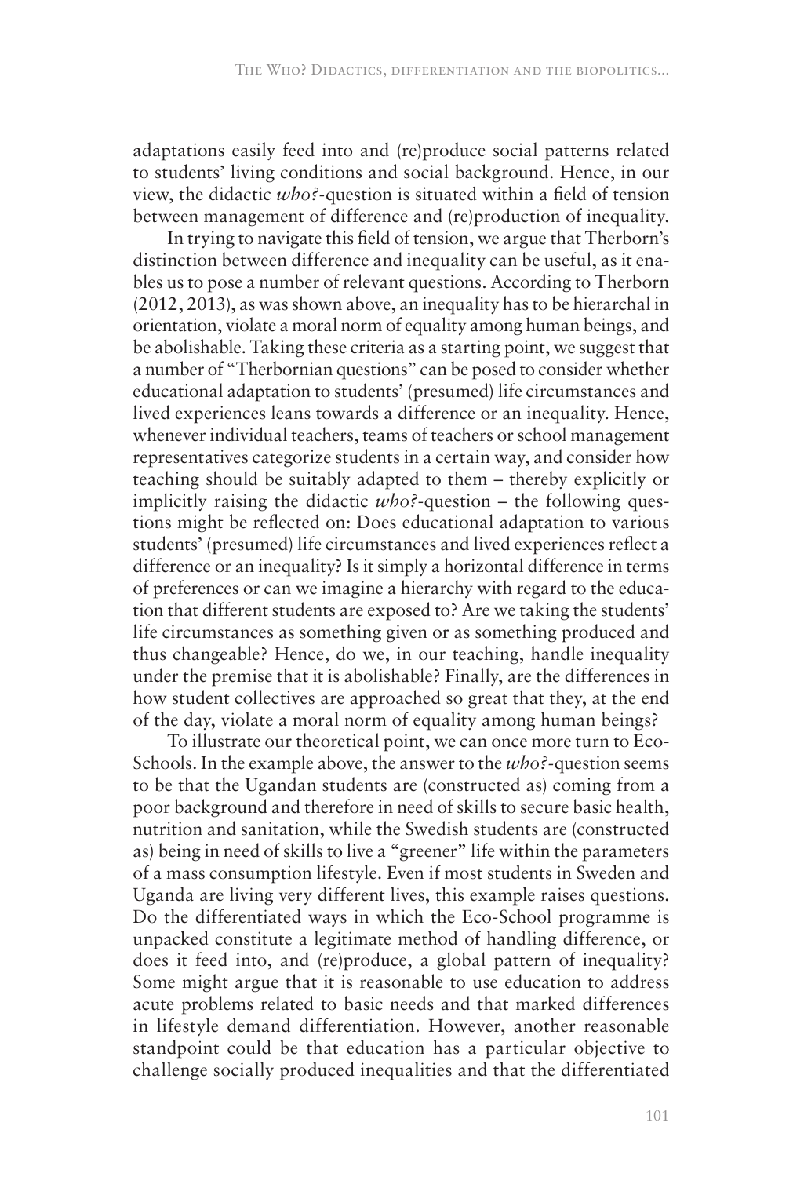adaptations easily feed into and (re)produce social patterns related to students' living conditions and social background. Hence, in our view, the didactic *who?*-question is situated within a field of tension between management of difference and (re)production of inequality.

In trying to navigate this field of tension, we argue that Therborn's distinction between difference and inequality can be useful, as it enables us to pose a number of relevant questions. According to Therborn (2012, 2013), as was shown above, an inequality has to be hierarchal in orientation, violate a moral norm of equality among human beings, and be abolishable. Taking these criteria as a starting point, we suggest that a number of "Therbornian questions" can be posed to consider whether educational adaptation to students' (presumed) life circumstances and lived experiences leans towards a difference or an inequality. Hence, whenever individual teachers, teams of teachers or school management representatives categorize students in a certain way, and consider how teaching should be suitably adapted to them – thereby explicitly or implicitly raising the didactic *who?*-question – the following questions might be reflected on: Does educational adaptation to various students' (presumed) life circumstances and lived experiences reflect a difference or an inequality? Is it simply a horizontal difference in terms of preferences or can we imagine a hierarchy with regard to the education that different students are exposed to? Are we taking the students' life circumstances as something given or as something produced and thus changeable? Hence, do we, in our teaching, handle inequality under the premise that it is abolishable? Finally, are the differences in how student collectives are approached so great that they, at the end of the day, violate a moral norm of equality among human beings?

To illustrate our theoretical point, we can once more turn to Eco-Schools. In the example above, the answer to the *who?*-question seems to be that the Ugandan students are (constructed as) coming from a poor background and therefore in need of skills to secure basic health, nutrition and sanitation, while the Swedish students are (constructed as) being in need of skills to live a "greener" life within the parameters of a mass consumption lifestyle. Even if most students in Sweden and Uganda are living very different lives, this example raises questions. Do the differentiated ways in which the Eco-School programme is unpacked constitute a legitimate method of handling difference, or does it feed into, and (re)produce, a global pattern of inequality? Some might argue that it is reasonable to use education to address acute problems related to basic needs and that marked differences in lifestyle demand differentiation. However, another reasonable standpoint could be that education has a particular objective to challenge socially produced inequalities and that the differentiated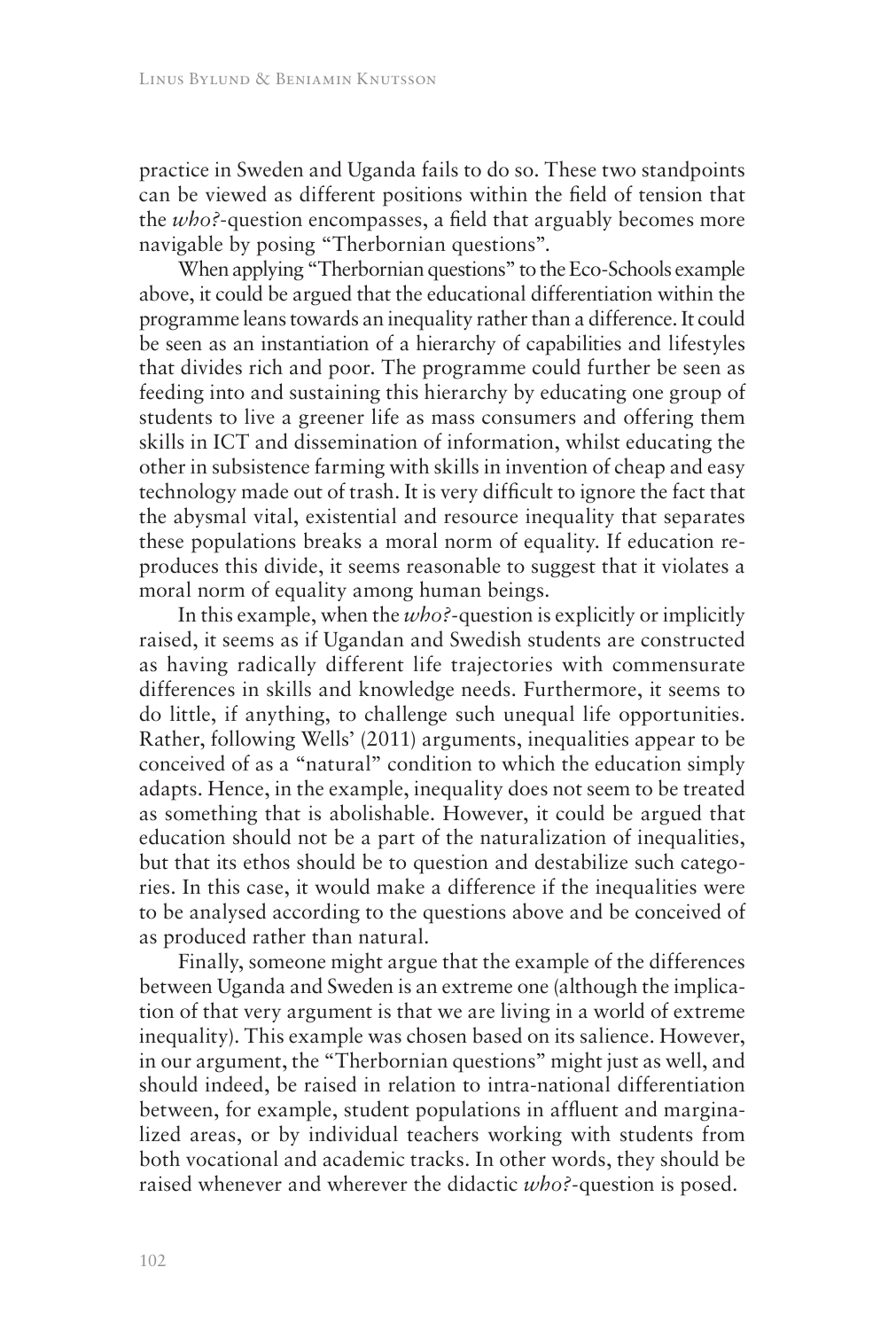practice in Sweden and Uganda fails to do so. These two standpoints can be viewed as different positions within the field of tension that the *who?*-question encompasses, a field that arguably becomes more navigable by posing "Therbornian questions".

When applying "Therbornian questions" to the Eco-Schools example above, it could be argued that the educational differentiation within the programme leans towards an inequality rather than a difference. It could be seen as an instantiation of a hierarchy of capabilities and lifestyles that divides rich and poor. The programme could further be seen as feeding into and sustaining this hierarchy by educating one group of students to live a greener life as mass consumers and offering them skills in ICT and dissemination of information, whilst educating the other in subsistence farming with skills in invention of cheap and easy technology made out of trash. It is very difficult to ignore the fact that the abysmal vital, existential and resource inequality that separates these populations breaks a moral norm of equality. If education reproduces this divide, it seems reasonable to suggest that it violates a moral norm of equality among human beings.

In this example, when the *who?*-question is explicitly or implicitly raised, it seems as if Ugandan and Swedish students are constructed as having radically different life trajectories with commensurate differences in skills and knowledge needs. Furthermore, it seems to do little, if anything, to challenge such unequal life opportunities. Rather, following Wells' (2011) arguments, inequalities appear to be conceived of as a "natural" condition to which the education simply adapts. Hence, in the example, inequality does not seem to be treated as something that is abolishable. However, it could be argued that education should not be a part of the naturalization of inequalities, but that its ethos should be to question and destabilize such categories. In this case, it would make a difference if the inequalities were to be analysed according to the questions above and be conceived of as produced rather than natural.

Finally, someone might argue that the example of the differences between Uganda and Sweden is an extreme one (although the implication of that very argument is that we are living in a world of extreme inequality). This example was chosen based on its salience. However, in our argument, the "Therbornian questions" might just as well, and should indeed, be raised in relation to intra-national differentiation between, for example, student populations in affluent and marginalized areas, or by individual teachers working with students from both vocational and academic tracks. In other words, they should be raised whenever and wherever the didactic *who?*-question is posed.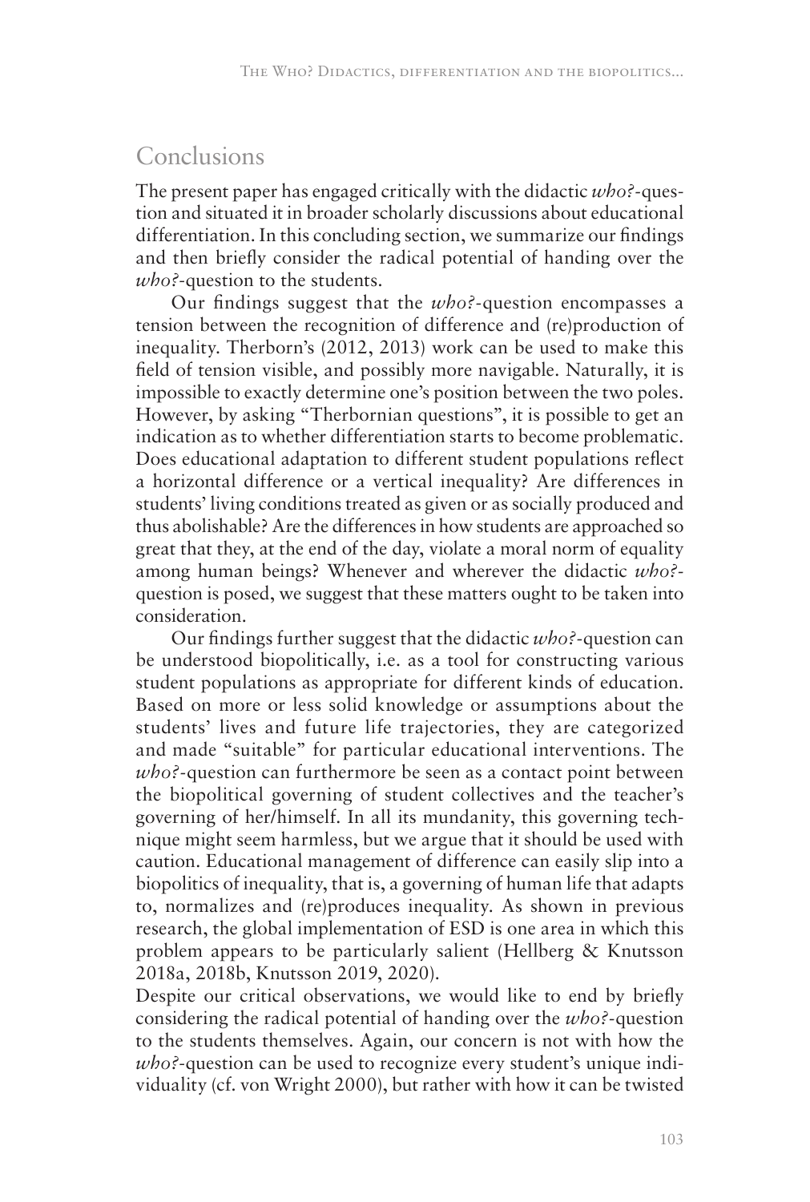## Conclusions

The present paper has engaged critically with the didactic *who?*-question and situated it in broader scholarly discussions about educational differentiation. In this concluding section, we summarize our findings and then briefly consider the radical potential of handing over the *who?*-question to the students.

Our findings suggest that the *who?*-question encompasses a tension between the recognition of difference and (re)production of inequality. Therborn's (2012, 2013) work can be used to make this field of tension visible, and possibly more navigable. Naturally, it is impossible to exactly determine one's position between the two poles. However, by asking "Thernbornian questions", it is possible to get an indication as to whether differentiation starts to become problematic. Does educational adaptation to different student populations reflect a horizontal difference or a vertical inequality? Are differences in students' living conditions treated as given or as socially produced and thus abolishable? Are the differences in how students are approached so great that they, at the end of the day, violate a moral norm of equality among human beings? Whenever and wherever the didactic *who?*-question is posed, we suggest that these matters ought to be taken into consideration.

Our findings further suggest that the didactic *who?*-question can be understood biopolitically, i.e. as a tool for constructing various student populations as appropriate for different kinds of education. Based on more or less solid knowledge or assumptions about the students' lives and future life trajectories, they are categorized and made "suitable" for particular educational interventions. The *who?*-question can furthermore be seen as a contact point between the biopolitical governing of student collectives and the teacher's governing of her/himself. In all its mundanity, this governing technique might seem harmless, but we argue that it should be used with caution. Educational management of difference can easily slip into a biopolitics of inequality, that is, a governing of human life that adapts to, normalizes and (re)produces inequality. As shown in previous research, the global implementation of ESD is one area in which this problem appears to be particularly salient (Hellberg & Knutsson 2018a, 2018b, Knutsson 2019, 2020).

Despite our critical observations, we would like to end by briefly considering the radical potential of handing over the *who?*-question to the students themselves. Again, our concern is not with how the *who?*-question can be used to recognize every student's unique individuality (cf. von Wright 2000), but rather with how it can be twisted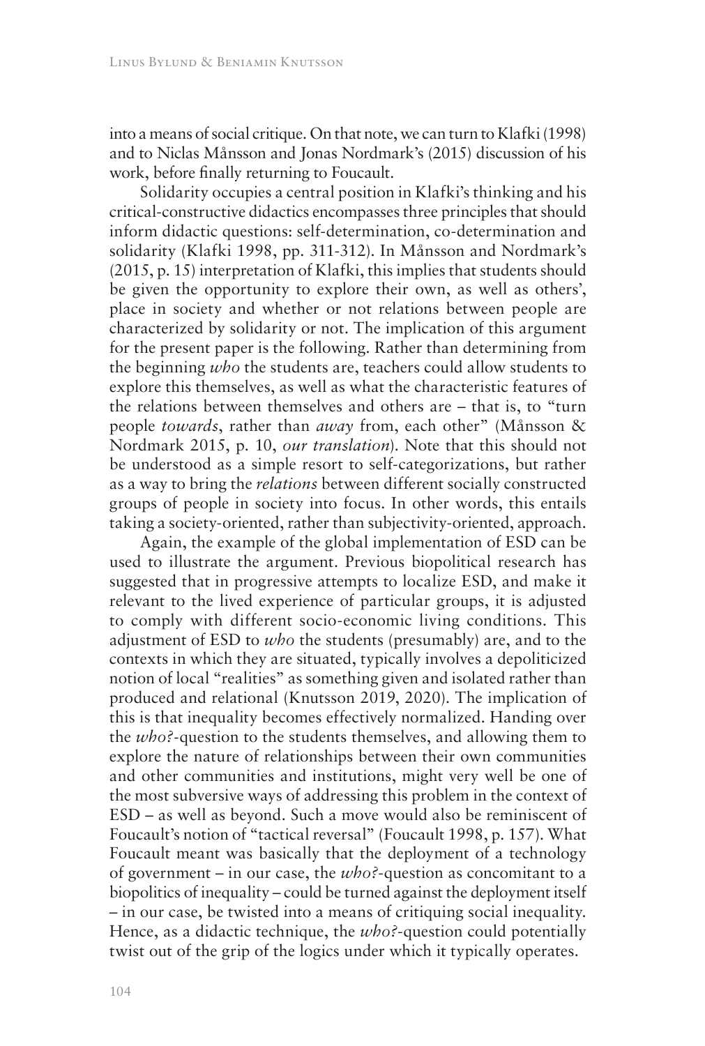into a means of social critique. On that note, we can turn to Klafki (1998) and to Niclas Månsson and Jonas Nordmark's (2015) discussion of his work, before finally returning to Foucault.

Solidarity occupies a central position in Klafki's thinking and his critical-constructive didactics encompasses three principles that should inform didactic questions: self-determination, co-determination and solidarity (Klafki 1998, pp. 311-312). In Månsson and Nordmark's (2015, p. 15) interpretation of Klafki, this implies that students should be given the opportunity to explore their own, as well as others', place in society and whether or not relations between people are characterized by solidarity or not. The implication of this argument for the present paper is the following. Rather than determining from the beginning *who* the students are, teachers could allow students to explore this themselves, as well as what the characteristic features of the relations between themselves and others are – that is, to "turn people *towards*, rather than *away* from, each other" (Månsson & Nordmark 2015, p. 10, *our translation*). Note that this should not be understood as a simple resort to self-categorizations, but rather as a way to bring the *relations* between different socially constructed groups of people in society into focus. In other words, this entails taking a society-oriented, rather than subjectivity-oriented, approach.

Again, the example of the global implementation of ESD can be used to illustrate the argument. Previous biopolitical research has suggested that in progressive attempts to localize ESD, and make it relevant to the lived experience of particular groups, it is adjusted to comply with different socio-economic living conditions. This adjustment of ESD to *who* the students (presumably) are, and to the contexts in which they are situated, typically involves a depoliticized notion of local "realities" as something given and isolated rather than produced and relational (Knutsson 2019, 2020). The implication of this is that inequality becomes effectively normalized. Handing over the *who?*-question to the students themselves, and allowing them to explore the nature of relationships between their own communities and other communities and institutions, might very well be one of the most subversive ways of addressing this problem in the context of ESD – as well as beyond. Such a move would also be reminiscent of Foucault's notion of "tactical reversal" (Foucault 1998, p. 157). What Foucault meant was basically that the deployment of a technology of government – in our case, the *who?*-question as concomitant to a biopolitics of inequality – could be turned against the deployment itself – in our case, be twisted into a means of critiquing social inequality. Hence, as a didactic technique, the *who?*-question could potentially twist out of the grip of the logics under which it typically operates.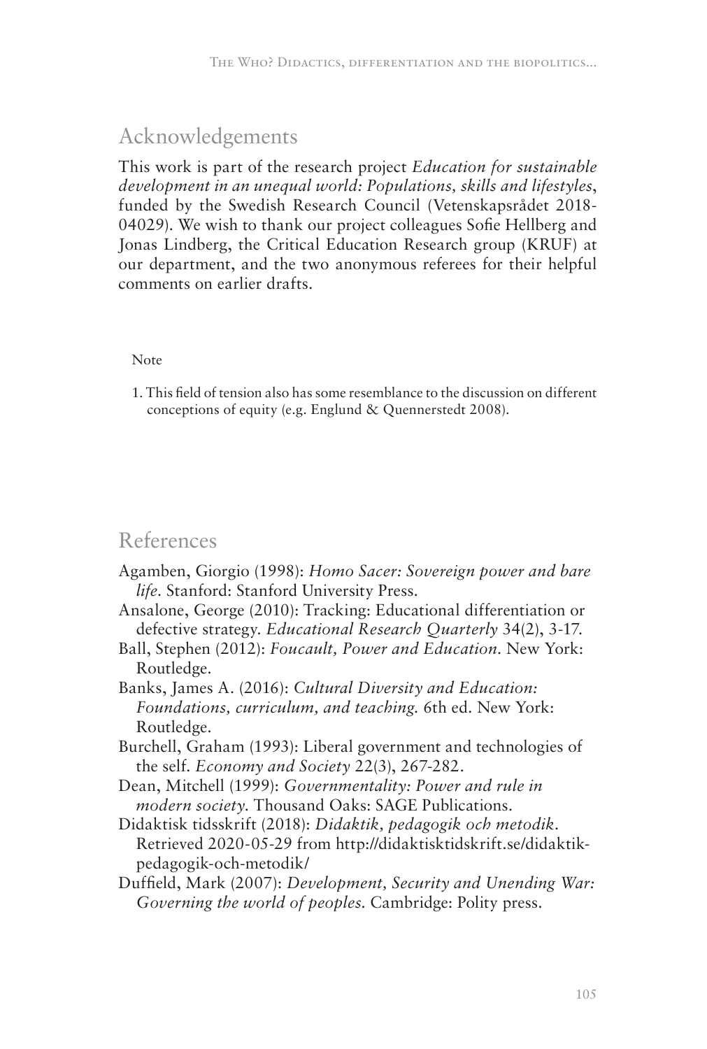## Acknowledgements

This work is part of the research project *Education for sustainable development in an unequal world: Populations, skills and lifestyles*, funded by the Swedish Research Council (Vetenskapsrådet 2018-04029). We wish to thank our project colleagues Sofie Hellberg and Jonas Lindberg, the Critical Education Research group (KRUF) at our department, and the two anonymous referees for their helpful comments on earlier drafts.

Note

1. This field of tension also has some resemblance to the discussion on different conceptions of equity (e.g. Englund & Quennerstedt 2008).

## References

Agamben, Giorgio (1998): *Homo Sacer: Sovereign power and bare life.* Stanford: Stanford University Press.

Ansalone, George (2010): Tracking: Educational differentiation or defective strategy. *Educational Research Quarterly* 34(2), 3-17.

Ball, Stephen (2012): *Foucault, Power and Education.* New York: Routledge.

Banks, James A. (2016): *Cultural Diversity and Education: Foundations, curriculum, and teaching.* 6th ed. New York: Routledge.

Burchell, Graham (1993): Liberal government and technologies of the self. *Economy and Society* 22(3), 267-282.

Dean, Mitchell (1999): *Governmentality: Power and rule in modern society.* Thousand Oaks: SAGE Publications.

Didaktisk tidsskrift (2018): *Didaktik, pedagogik och metodik.* Retrieved 2020-05-29 from http://didaktisktidskrift.se/didaktik-pedagogik-och-metodik/

Duffield, Mark (2007): *Development, Security and Unending War: Governing the world of peoples.* Cambridge: Polity press.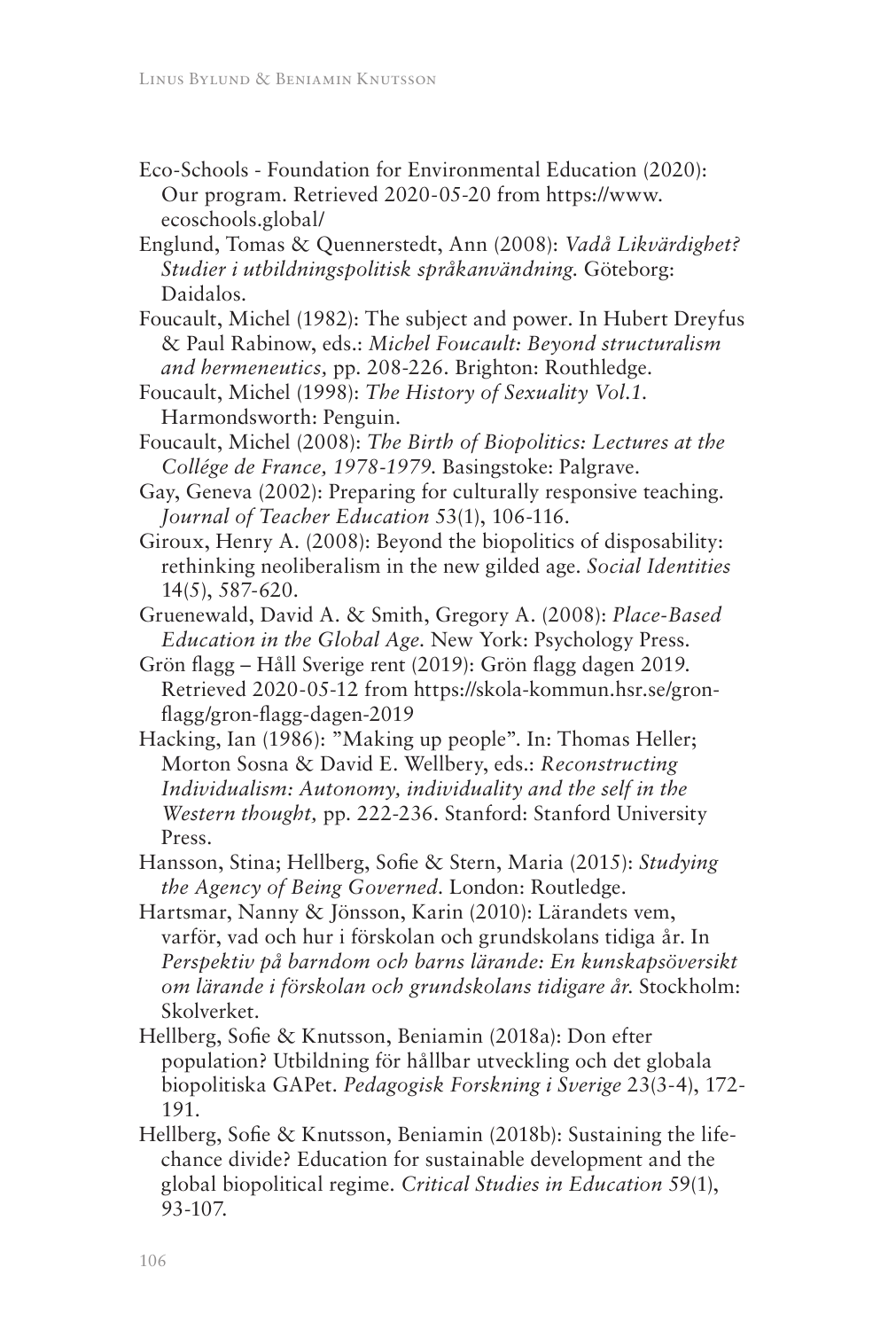Eco-Schools - Foundation for Environmental Education (2020): Our program. Retrieved 2020-05-20 from https://www.ecoschools.global/

Englund, Tomas & Quennerstedt, Ann (2008): *Vadå Likvärdighet? Studier i utbildningspolitisk språkanvändning.* Göteborg: Daidalos.

Foucault, Michel (1982): The subject and power. In Hubert Dreyfus & Paul Rabinow, eds.: *Michel Foucault: Beyond structuralism and hermeneutics,* pp. 208-226. Brighton: Routhledge.

Foucault, Michel (1998): *The History of Sexuality Vol.1.* Harmondsworth: Penguin.

Foucault, Michel (2008): *The Birth of Biopolitics: Lectures at the Collége de France, 1978-1979.* Basingstoke: Palgrave.

Gay, Geneva (2002): Preparing for culturally responsive teaching. *Journal of Teacher Education* 53(1), 106-116.

Giroux, Henry A. (2008): Beyond the biopolitics of disposability: rethinking neoliberalism in the new gilded age. *Social Identities* 14(5), 587-620.

Gruenewald, David A. & Smith, Gregory A. (2008): *Place-Based Education in the Global Age.* New York: Psychology Press.

Grön flagg – Håll Sverige rent (2019): Grön flagg dagen 2019. Retrieved 2020-05-12 from https://skola-kommun.hsr.se/gron-flagg/gron-flagg-dagen-2019

Hacking, Ian (1986): "Making up people". In: Thomas Heller; Morton Sosna & David E. Wellbery, eds.: *Reconstructing Individualism: Autonomy, individuality and the self in the Western thought,* pp. 222-236. Stanford: Stanford University Press.

Hansson, Stina; Hellberg, Sofie & Stern, Maria (2015): *Studying the Agency of Being Governed.* London: Routledge.

Hartsmar, Nanny & Jönsson, Karin (2010): Lärandets vem, varför, vad och hur i förskolan och grundskolans tidiga år. In *Perspektiv på barndom och barns lärande: En kunskapsöversikt om lärande i förskolan och grundskolans tidigare år.* Stockholm: Skolverket.

Hellberg, Sofie & Knutsson, Beniamin (2018a): Don efter population? Utbildning för hållbar utveckling och det globala biopolitiska GAPet. *Pedagogisk Forskning i Sverige* 23(3-4), 172-191.

Hellberg, Sofie & Knutsson, Beniamin (2018b): Sustaining the life-chance divide? Education for sustainable development and the global biopolitical regime. *Critical Studies in Education* 59(1), 93-107.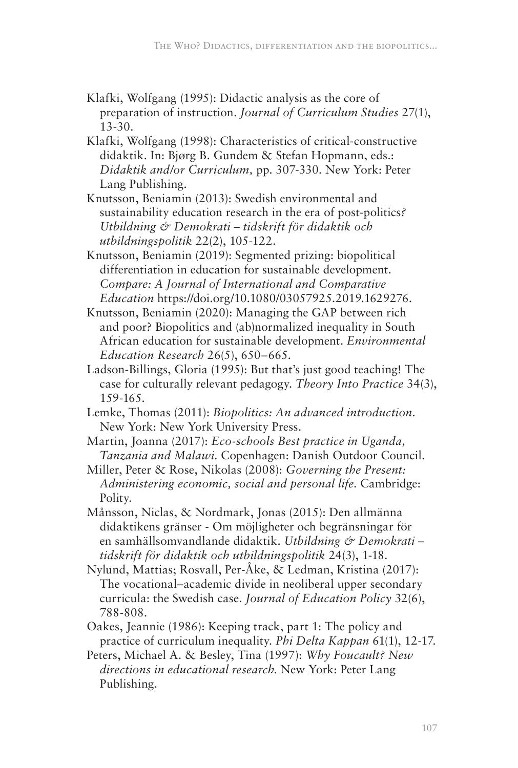Klafki, Wolfgang (1995): Didactic analysis as the core of preparation of instruction. *Journal of Curriculum Studies* 27(1), 13-30.

Klafki, Wolfgang (1998): Characteristics of critical-constructive didaktik. In: Bjørg B. Gundem & Stefan Hopmann, eds.: *Didaktik and/or Curriculum,* pp. 307-330. New York: Peter Lang Publishing.

Knutsson, Beniamin (2013): Swedish environmental and sustainability education research in the era of post-politics? *Utbildning & Demokrati – tidskrift för didaktik och utbildningspolitik* 22(2), 105-122.

Knutsson, Beniamin (2019): Segmented prizing: biopolitical differentiation in education for sustainable development. *Compare: A Journal of International and Comparative Education* https://doi.org/10.1080/03057925.2019.1629276.

Knutsson, Beniamin (2020): Managing the GAP between rich and poor? Biopolitics and (ab)normalized inequality in South African education for sustainable development. *Environmental Education Research* 26(5), 650–665.

Ladson-Billings, Gloria (1995): But that's just good teaching! The case for culturally relevant pedagogy. *Theory Into Practice* 34(3), 159-165.

Lemke, Thomas (2011): *Biopolitics: An advanced introduction*. New York: New York University Press.

Martin, Joanna (2017): *Eco-schools Best practice in Uganda, Tanzania and Malawi.* Copenhagen: Danish Outdoor Council.

Miller, Peter & Rose, Nikolas (2008): *Governing the Present: Administering economic, social and personal life.* Cambridge: Polity.

Månsson, Niclas, & Nordmark, Jonas (2015): Den allmänna didaktikens gränser - Om möjligheter och begränsningar för en samhällsomvandlande didaktik. *Utbildning & Demokrati – tidskrift för didaktik och utbildningspolitik* 24(3), 1-18.

Nylund, Mattias; Rosvall, Per-Åke, & Ledman, Kristina (2017): The vocational–academic divide in neoliberal upper secondary curricula: the Swedish case. *Journal of Education Policy* 32(6), 788-808.

Oakes, Jeannie (1986): Keeping track, part 1: The policy and practice of curriculum inequality. *Phi Delta Kappan* 61(1), 12-17.

Peters, Michael A. & Besley, Tina (1997): *Why Foucault? New directions in educational research.* New York: Peter Lang Publishing.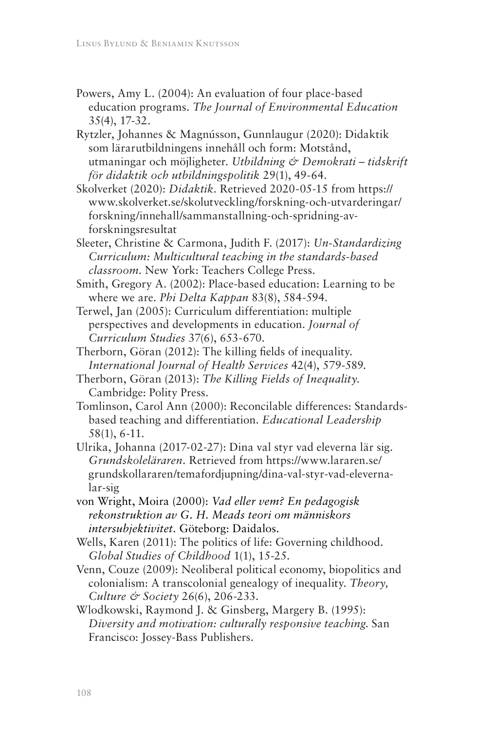Powers, Amy L. (2004): An evaluation of four place-based education programs. *The Journal of Environmental Education* 35(4), 17-32.

Rytzler, Johannes & Magnússon, Gunnlaugur (2020): Didaktik som lärarutbildningens innehåll och form: Motstånd, utmaningar och möjligheter. *Utbildning & Demokrati – tidskrift för didaktik och utbildningspolitik* 29(1), 49-64.

Skolverket (2020): *Didaktik*. Retrieved 2020-05-15 from https://www.skolverket.se/skolutveckling/forskning-och-utvarderingar/forskning/innehall/sammanstallning-och-spridning-av-forskningsresultat

Sleeter, Christine & Carmona, Judith F. (2017): *Un-Standardizing Curriculum: Multicultural teaching in the standards-based classroom*. New York: Teachers College Press.

Smith, Gregory A. (2002): Place-based education: Learning to be where we are. *Phi Delta Kappan* 83(8), 584-594.

Terwel, Jan (2005): Curriculum differentiation: multiple perspectives and developments in education. *Journal of Curriculum Studies* 37(6), 653-670.

Therborn, Göran (2012): The killing fields of inequality. *International Journal of Health Services* 42(4), 579-589.

Therborn, Göran (2013): *The Killing Fields of Inequality*. Cambridge: Polity Press.

Tomlinson, Carol Ann (2000): Reconcilable differences: Standards-based teaching and differentiation. *Educational Leadership* 58(1), 6-11.

Ulrika, Johanna (2017-02-27): Dina val styr vad eleverna lär sig. *Grundskoleläraren*. Retrieved from https://www.lararen.se/grundskollararen/temafordjupning/dina-val-styr-vad-eleverna-lar-sig

von Wright, Moira (2000): *Vad eller vem? En pedagogisk rekonstruktion av G. H. Meads teori om människors intersubjektivitet*. Göteborg: Daidalos.

Wells, Karen (2011): The politics of life: Governing childhood. *Global Studies of Childhood* 1(1), 15-25.

Venn, Couze (2009): Neoliberal political economy, biopolitics and colonialism: A transcolonial genealogy of inequality. *Theory, Culture & Society* 26(6), 206-233.

Wlodkowski, Raymond J. & Ginsberg, Margery B. (1995): *Diversity and motivation: culturally responsive teaching*. San Francisco: Jossey-Bass Publishers.